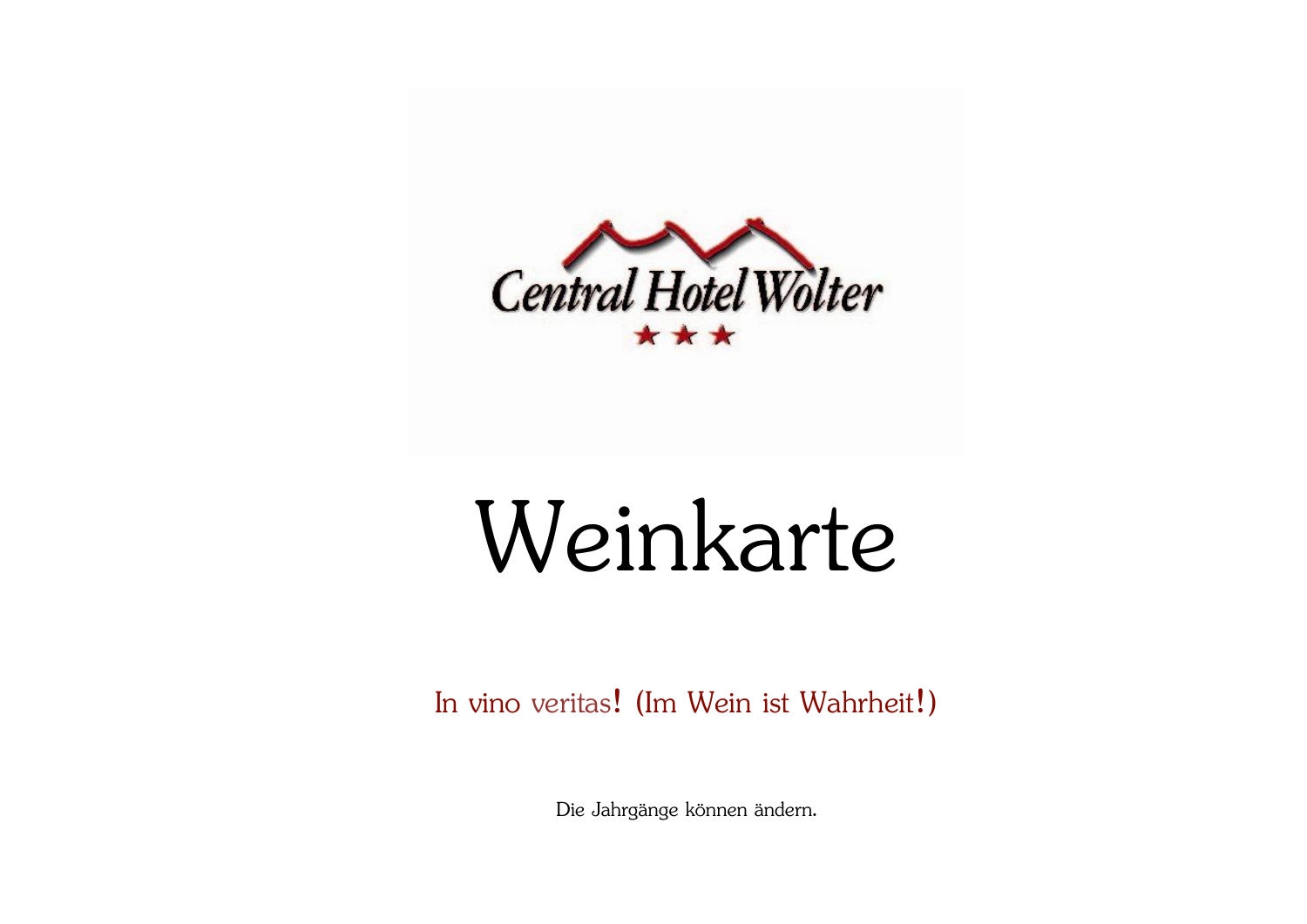Central Hotel Wolter

★ ★ ★

# Weinkarte

In vino veritas! (Im Wein ist Wahrheit!)

Die Jahrgänge können ändern.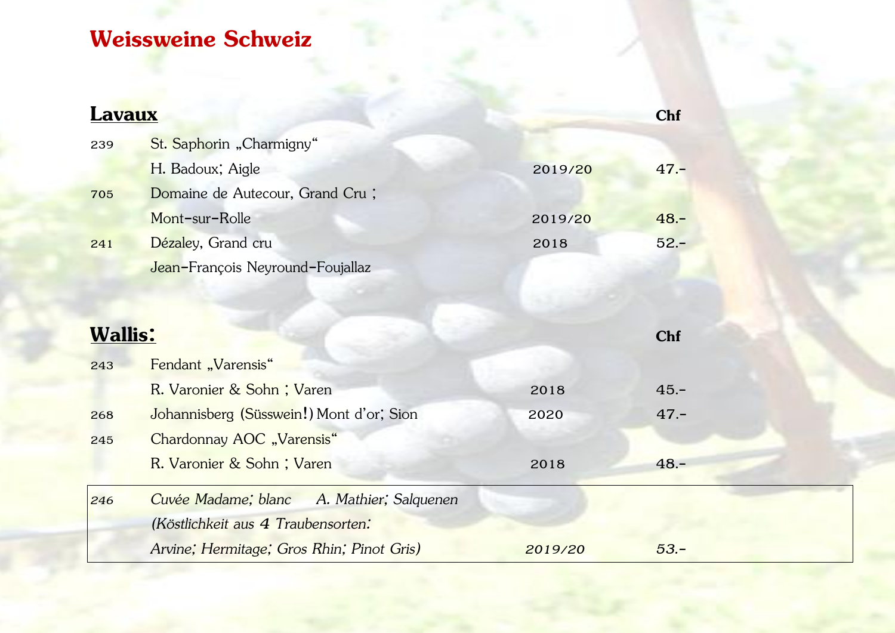# Weissweine Schweiz

| **Lavaux** | | | **Chf** |
|---|---|---|---|
| 239 | St. Saphorin „Charmigny“ | | |
| | H. Badoux; Aigle | 2019/20 | 47.- |
| 705 | Domaine de Autecour, Grand Cru ; | | |
| | Mont-sur-Rolle | 2019/20 | 48.- |
| 241 | Dézaley, Grand cru | 2018 | 52.- |
| | Jean-François Neyround-Foujallaz | | |

| **Wallis:** | | | **Chf** |
|---|---|---|---|
| 243 | Fendant „Varensis“ | | |
| | R. Varonier & Sohn ; Varen | 2018 | 45.- |
| 268 | Johannisberg (Süsswein!) Mont d'or; Sion | 2020 | 47.- |
| 245 | Chardonnay AOC „Varensis“ | | |
| | R. Varonier & Sohn ; Varen | 2018 | 48.- |
| *246* | *Cuvée Madame; blanc A. Mathier; Salquenen* | | |
| | *(Köstlichkeit aus 4 Traubensorten:* | | |
| | *Arvine; Hermitage; Gros Rhin; Pinot Gris)* | *2019/20* | *53.-* |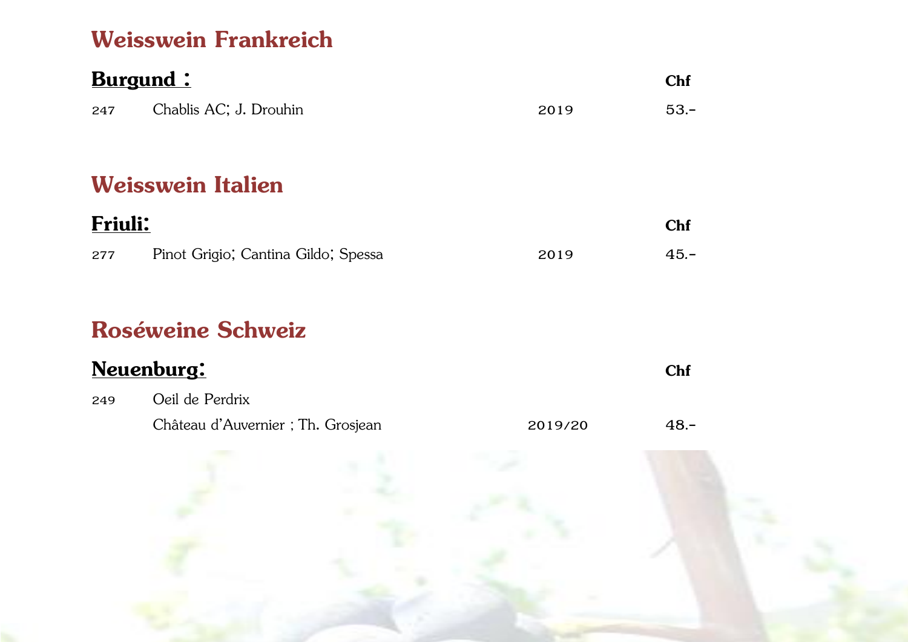## Weisswein Frankreich

| **Burgund :** | | | **Chf** |
|---|---|---|---|
| 247 | Chablis AC; J. Drouhin | 2019 | 53.- |

## Weisswein Italien

| **Friuli:** | | | **Chf** |
|---|---|---|---|
| 277 | Pinot Grigio; Cantina Gildo; Spessa | 2019 | 45.- |

## Roséweine Schweiz

| **Neuenburg:** | | | **Chf** |
|---|---|---|---|
| 249 | Oeil de Perdrix<br>Château d'Auvernier ; Th. Grosjean | 2019/20 | 48.- |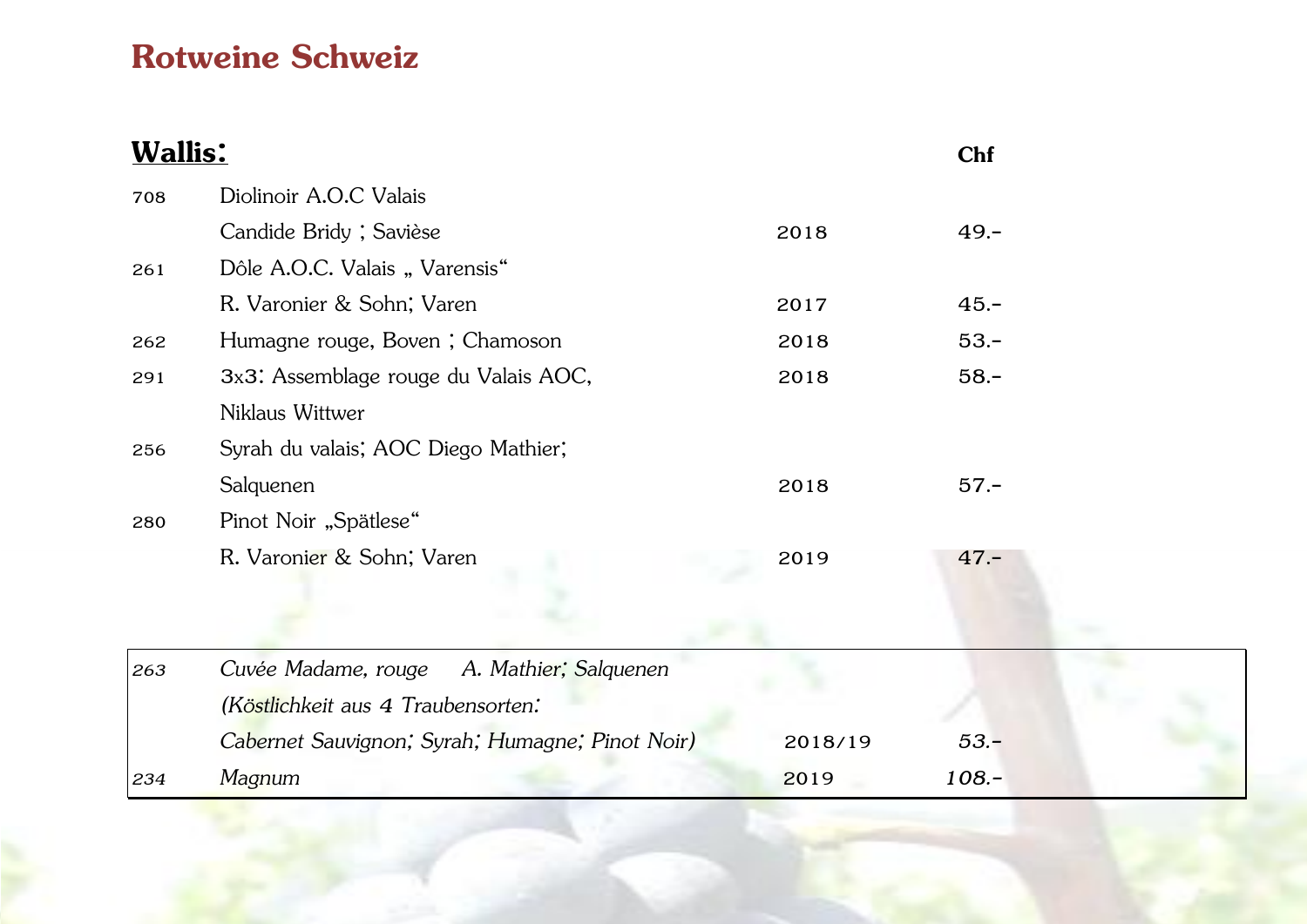# Rotweine Schweiz

| **Wallis:** | | | **Chf** |
|---|---|---|---|
| 708 | Diolinoir A.O.C Valais | | |
| | Candide Bridy ; Savièse | 2018 | 49.- |
| 261 | Dôle A.O.C. Valais „ Varensis“ | | |
| | R. Varonier & Sohn; Varen | 2017 | 45.- |
| 262 | Humagne rouge, Boven ; Chamoson | 2018 | 53.- |
| 291 | 3x3: Assemblage rouge du Valais AOC, | 2018 | 58.- |
| | Niklaus Wittwer | | |
| 256 | Syrah du valais; AOC Diego Mathier; | | |
| | Salquenen | 2018 | 57.- |
| 280 | Pinot Noir „Spätlese“ | | |
| | R. Varonier & Sohn; Varen | 2019 | 47.- |

| | | | |
|---|---|---|---|
| *263* | *Cuvée Madame, rouge A. Mathier; Salquenen* | | |
| | *(Köstlichkeit aus 4 Traubensorten:* | | |
| | *Cabernet Sauvignon; Syrah; Humagne; Pinot Noir)* | *2018/19* | *53.-* |
| *234* | *Magnum* | *2019* | *108.-* |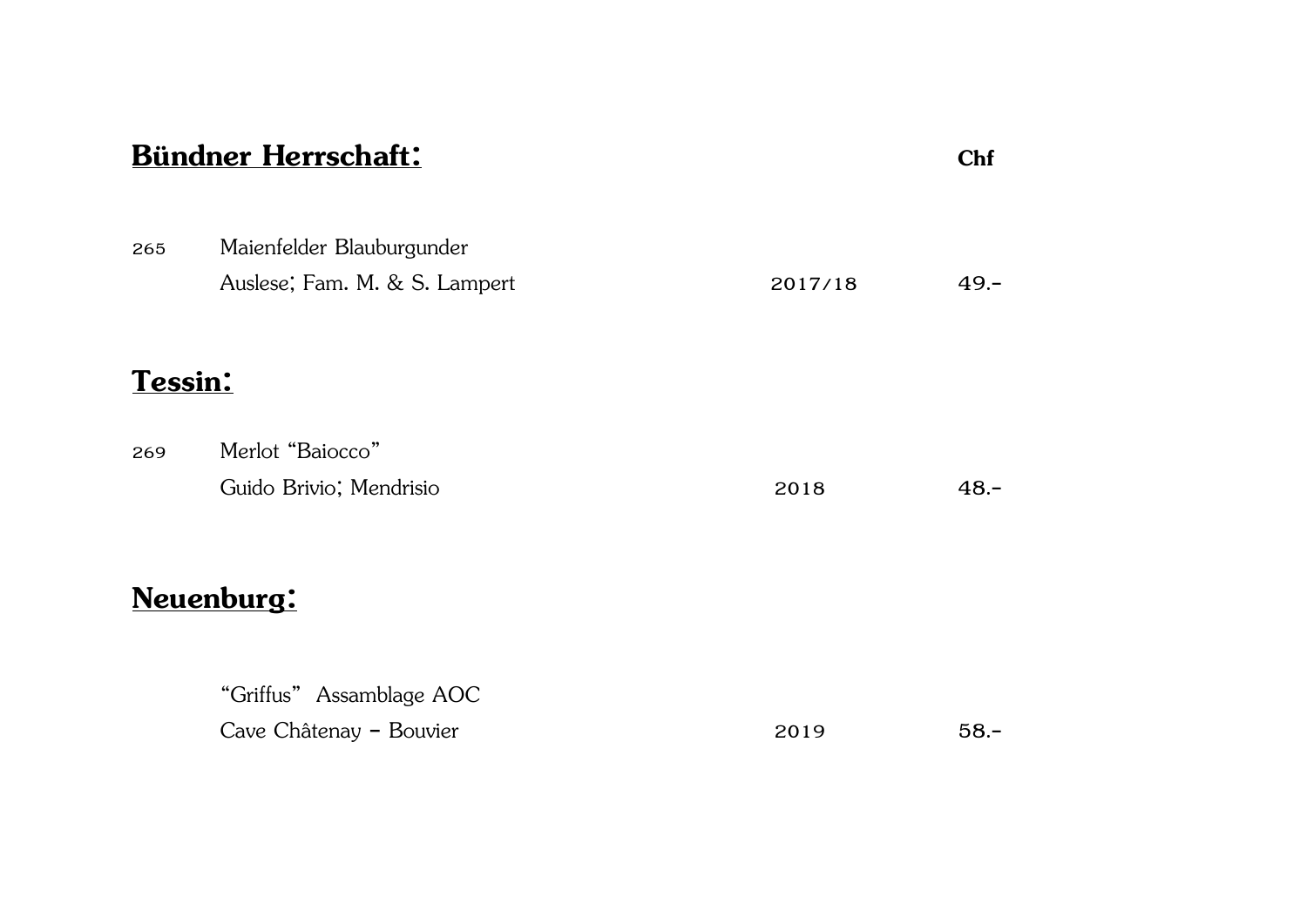## Bündner Herrschaft:

| Nr. | Wein | Jahrgang | Chf |
|---|---|---|---|
| 265 | Maienfelder Blauburgunder<br>Auslese; Fam. M. & S. Lampert | 2017/18 | 49.- |

## Tessin:

| Nr. | Wein | Jahrgang | Chf |
|---|---|---|---|
| 269 | Merlot "Baiocco"<br>Guido Brivio; Mendrisio | 2018 | 48.- |

## Neuenburg:

| Nr. | Wein | Jahrgang | Chf |
|---|---|---|---|
| | "Griffus" Assamblage AOC<br>Cave Châtenay – Bouvier | 2019 | 58.- |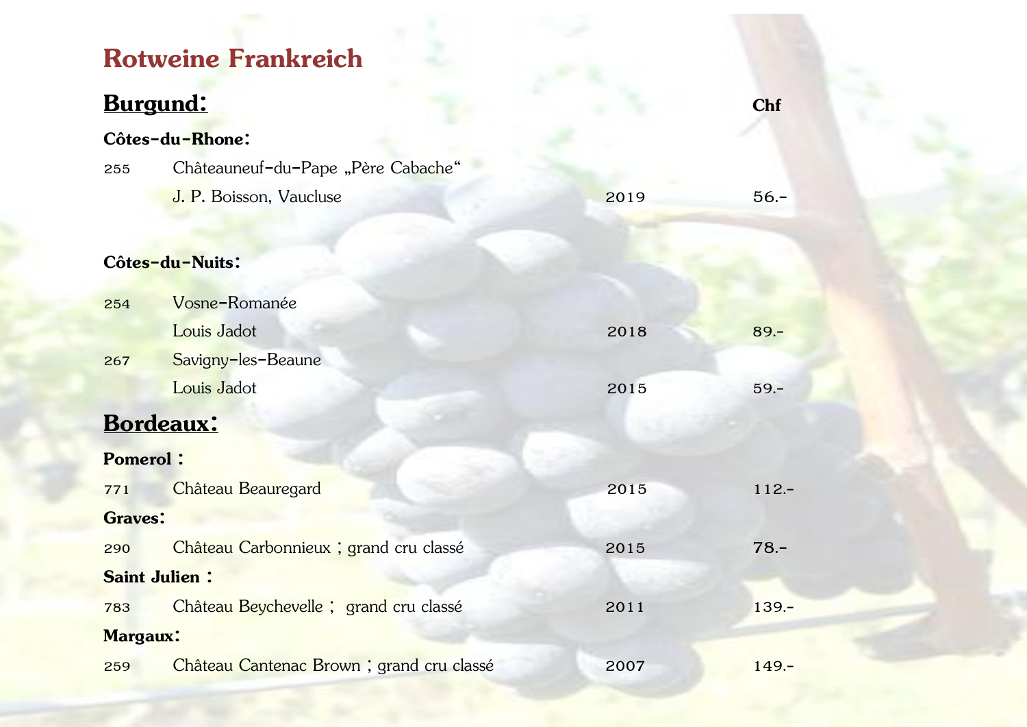# Rotweine Frankreich

## Burgund:

| | | | Chf |
|---|---|---|---|
| **Côtes-du-Rhone:** | | | |
| 255 | Châteauneuf-du-Pape „Père Cabache“<br>J. P. Boisson, Vaucluse | 2019 | 56.- |
| **Côtes-du-Nuits:** | | | |
| 254 | Vosne-Romanée<br>Louis Jadot | 2018 | 89.- |
| 267 | Savigny-les-Beaune<br>Louis Jadot | 2015 | 59.- |

## Bordeaux:

| | | | |
|---|---|---|---|
| **Pomerol :** | | | |
| 771 | Château Beauregard | 2015 | 112.- |
| **Graves:** | | | |
| 290 | Château Carbonnieux ; grand cru classé | 2015 | 78.- |
| **Saint Julien :** | | | |
| 783 | Château Beychevelle ; grand cru classé | 2011 | 139.- |
| **Margaux:** | | | |
| 259 | Château Cantenac Brown ; grand cru classé | 2007 | 149.- |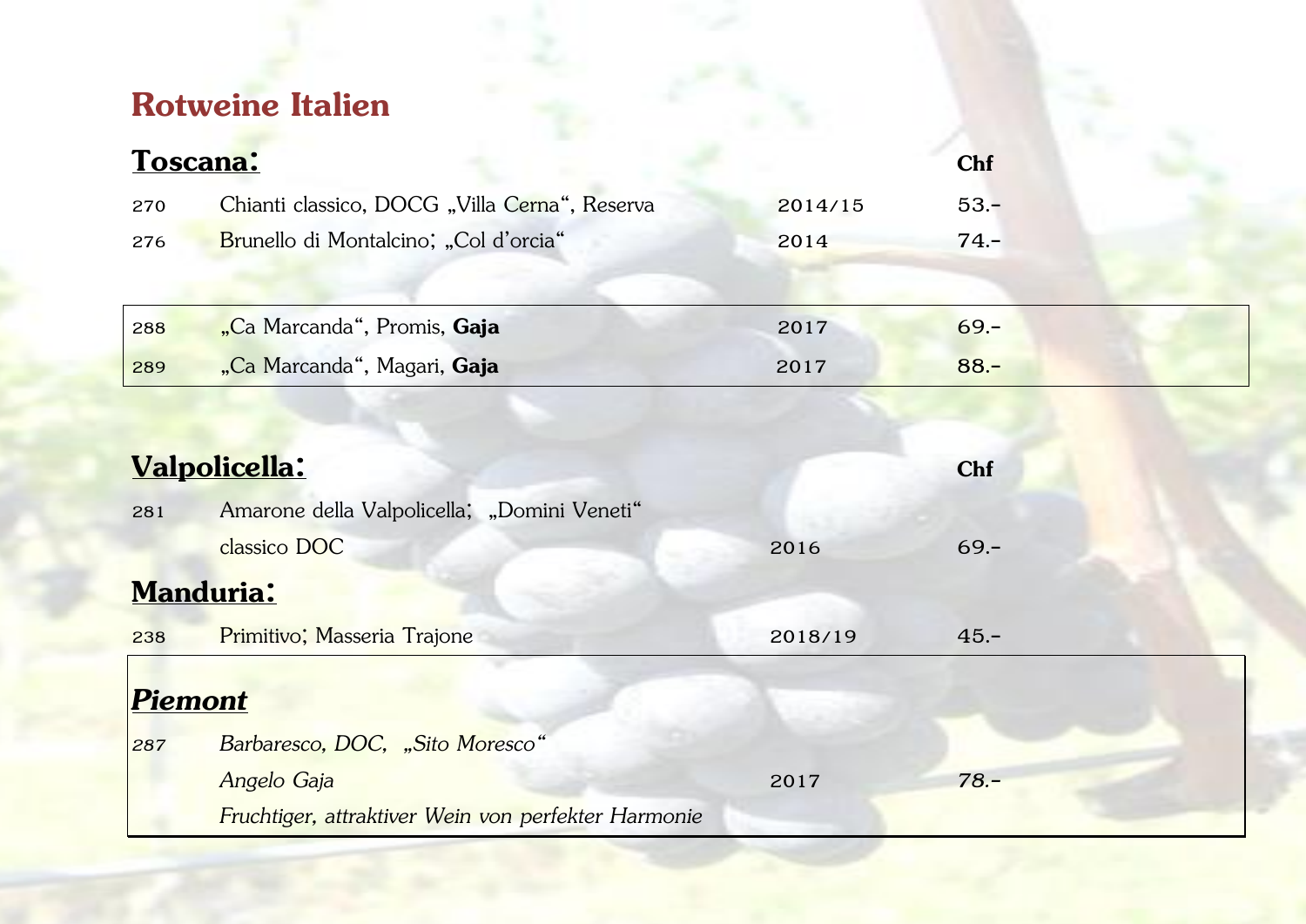# Rotweine Italien

## Toscana:

| | | | Chf |
|---|---|---|---|
| 270 | Chianti classico, DOCG „Villa Cerna", Reserva | 2014/15 | 53.- |
| 276 | Brunello di Montalcino; „Col d'orcia" | 2014 | 74.- |
| 288 | „Ca Marcanda", Promis, **Gaja** | 2017 | 69.- |
| 289 | „Ca Marcanda", Magari, **Gaja** | 2017 | 88.- |

## Valpolicella:

| | | | Chf |
|---|---|---|---|
| 281 | Amarone della Valpolicella; „Domini Veneti" classico DOC | 2016 | 69.- |

## Manduria:

| | | | |
|---|---|---|---|
| 238 | Primitivo; Masseria Trajone | 2018/19 | 45.- |

## *Piemont*

| | | | |
|---|---|---|---|
| *287* | *Barbaresco, DOC, „Sito Moresco"* *Angelo Gaja* *Fruchtiger, attraktiver Wein von perfekter Harmonie* | 2017 | *78.-* |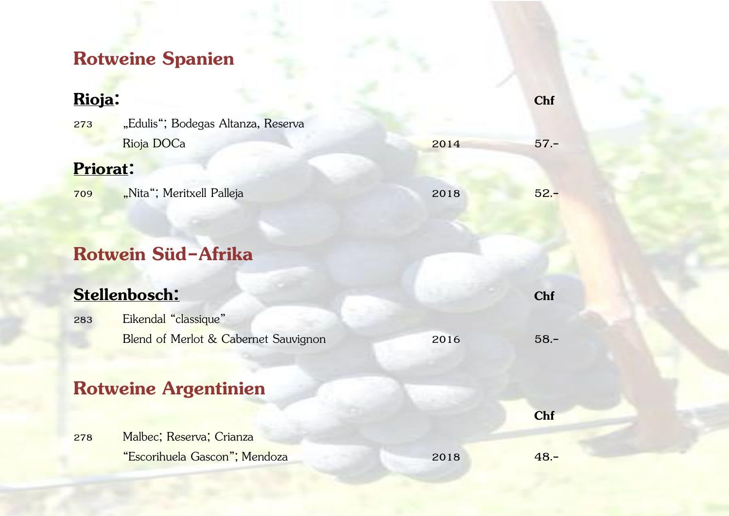## Rotweine Spanien

| **Rioja:** | | | **Chf** |
|---|---|---|---|
| 273 | „Edulis“; Bodegas Altanza, Reserva<br>Rioja DOCa | 2014 | 57.- |
| **Priorat:** | | | |
| 709 | „Nita“; Meritxell Palleja | 2018 | 52.- |

## Rotwein Süd-Afrika

| **Stellenbosch:** | | | **Chf** |
|---|---|---|---|
| 283 | Eikendal “classique”<br>Blend of Merlot & Cabernet Sauvignon | 2016 | 58.- |

## Rotweine Argentinien

| | | | **Chf** |
|---|---|---|---|
| 278 | Malbec; Reserva; Crianza<br>“Escorihuela Gascon”; Mendoza | 2018 | 48.- |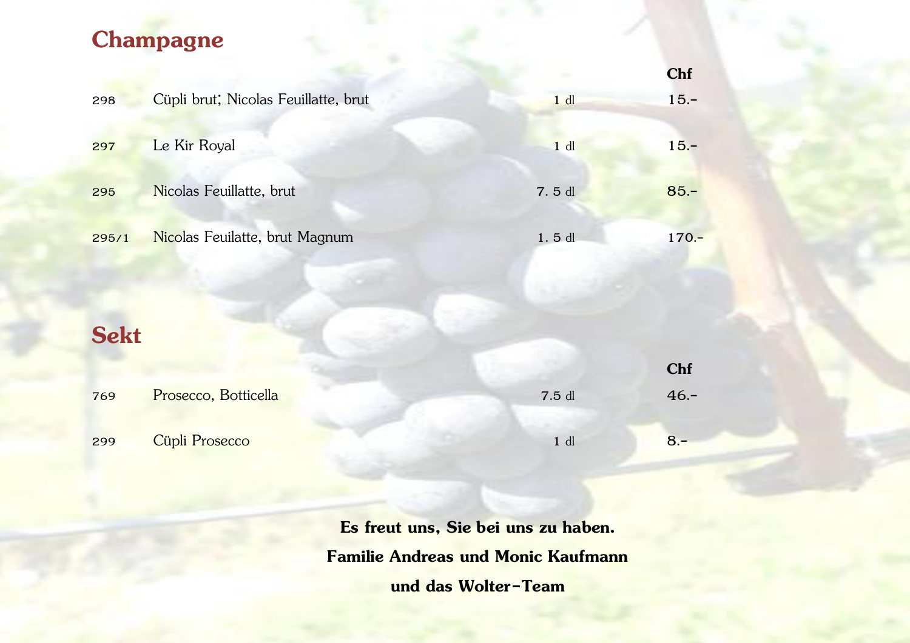## Champagne

| | | | Chf |
|---|---|---|---|
| 298 | Cüpli brut; Nicolas Feuillatte, brut | 1 dl | 15.- |
| 297 | Le Kir Royal | 1 dl | 15.- |
| 295 | Nicolas Feuillatte, brut | 7. 5 dl | 85.- |
| 295/1 | Nicolas Feuilatte, brut Magnum | 1. 5 dl | 170.- |

## Sekt

| | | | Chf |
|---|---|---|---|
| 769 | Prosecco, Botticella | 7.5 dl | 46.- |
| 299 | Cüpli Prosecco | 1 dl | 8.- |

**Es freut uns, Sie bei uns zu haben.**

**Familie Andreas und Monic Kaufmann**

**und das Wolter-Team**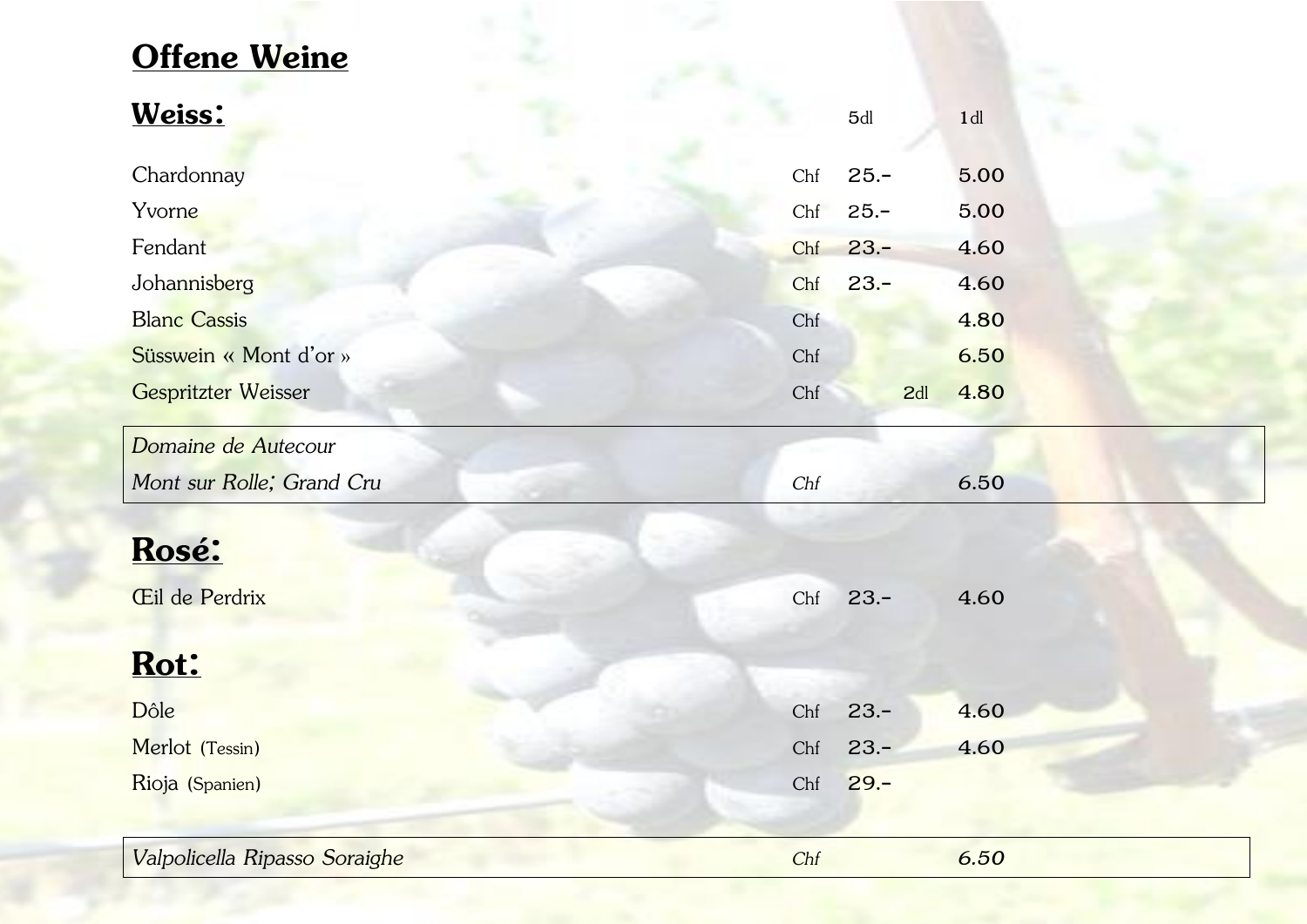# Offene Weine

## Weiss:

| | | 5dl | | 1dl |
|---|---|---|---|---|
| Chardonnay | Chf | 25.- | | 5.00 |
| Yvorne | Chf | 25.- | | 5.00 |
| Fendant | Chf | 23.- | | 4.60 |
| Johannisberg | Chf | 23.- | | 4.60 |
| Blanc Cassis | Chf | | | 4.80 |
| Süsswein « Mont d'or » | Chf | | | 6.50 |
| Gespritzter Weisser | Chf | | 2dl | 4.80 |
| *Domaine de Autecour* | | | | |
| *Mont sur Rolle; Grand Cru* | *Chf* | | | *6.50* |

## Rosé:

| | | 5dl | | 1dl |
|---|---|---|---|---|
| Œil de Perdrix | Chf | 23.- | | 4.60 |

## Rot:

| | | 5dl | | 1dl |
|---|---|---|---|---|
| Dôle | Chf | 23.- | | 4.60 |
| Merlot (Tessin) | Chf | 23.- | | 4.60 |
| Rioja (Spanien) | Chf | 29.- | | |
| *Valpolicella Ripasso Soraighe* | *Chf* | | | *6.50* |